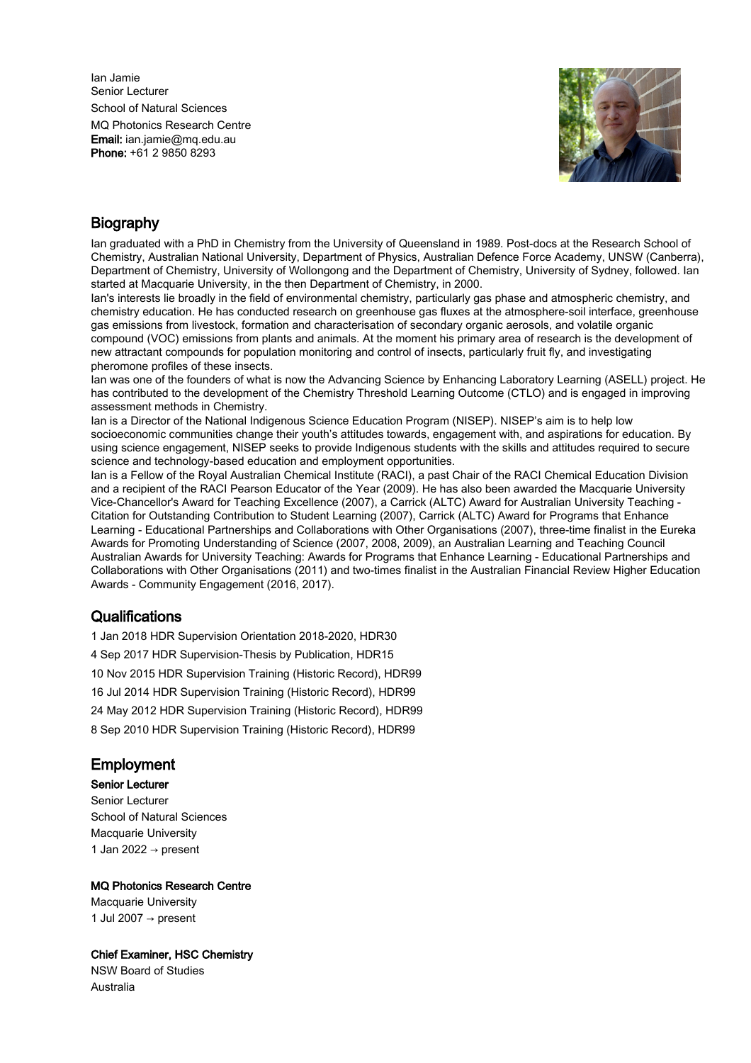Ian Jamie
Senior Lecturer
School of Natural Sciences
MQ Photonics Research Centre
**Email:** ian.jamie@mq.edu.au
**Phone:** +61 2 9850 8293

## Biography

Ian graduated with a PhD in Chemistry from the University of Queensland in 1989. Post-docs at the Research School of Chemistry, Australian National University, Department of Physics, Australian Defence Force Academy, UNSW (Canberra), Department of Chemistry, University of Wollongong and the Department of Chemistry, University of Sydney, followed. Ian started at Macquarie University, in the then Department of Chemistry, in 2000.

Ian's interests lie broadly in the field of environmental chemistry, particularly gas phase and atmospheric chemistry, and chemistry education. He has conducted research on greenhouse gas fluxes at the atmosphere-soil interface, greenhouse gas emissions from livestock, formation and characterisation of secondary organic aerosols, and volatile organic compound (VOC) emissions from plants and animals. At the moment his primary area of research is the development of new attractant compounds for population monitoring and control of insects, particularly fruit fly, and investigating pheromone profiles of these insects.

Ian was one of the founders of what is now the Advancing Science by Enhancing Laboratory Learning (ASELL) project. He has contributed to the development of the Chemistry Threshold Learning Outcome (CTLO) and is engaged in improving assessment methods in Chemistry.

Ian is a Director of the National Indigenous Science Education Program (NISEP). NISEP's aim is to help low socioeconomic communities change their youth's attitudes towards, engagement with, and aspirations for education. By using science engagement, NISEP seeks to provide Indigenous students with the skills and attitudes required to secure science and technology-based education and employment opportunities.

Ian is a Fellow of the Royal Australian Chemical Institute (RACI), a past Chair of the RACI Chemical Education Division and a recipient of the RACI Pearson Educator of the Year (2009). He has also been awarded the Macquarie University Vice-Chancellor's Award for Teaching Excellence (2007), a Carrick (ALTC) Award for Australian University Teaching - Citation for Outstanding Contribution to Student Learning (2007), Carrick (ALTC) Award for Programs that Enhance Learning - Educational Partnerships and Collaborations with Other Organisations (2007), three-time finalist in the Eureka Awards for Promoting Understanding of Science (2007, 2008, 2009), an Australian Learning and Teaching Council Australian Awards for University Teaching: Awards for Programs that Enhance Learning - Educational Partnerships and Collaborations with Other Organisations (2011) and two-times finalist in the Australian Financial Review Higher Education Awards - Community Engagement (2016, 2017).

## Qualifications

1 Jan 2018 HDR Supervision Orientation 2018-2020, HDR30

4 Sep 2017 HDR Supervision-Thesis by Publication, HDR15

10 Nov 2015 HDR Supervision Training (Historic Record), HDR99

16 Jul 2014 HDR Supervision Training (Historic Record), HDR99

24 May 2012 HDR Supervision Training (Historic Record), HDR99

8 Sep 2010 HDR Supervision Training (Historic Record), HDR99

## Employment

**Senior Lecturer**
Senior Lecturer
School of Natural Sciences
Macquarie University
1 Jan 2022 → present

**MQ Photonics Research Centre**
Macquarie University
1 Jul 2007 → present

**Chief Examiner, HSC Chemistry**
NSW Board of Studies
Australia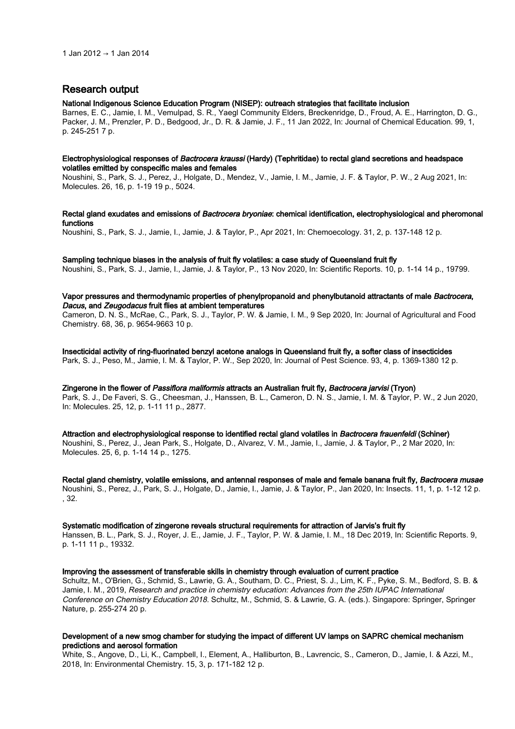1 Jan 2012 → 1 Jan 2014

## Research output

**National Indigenous Science Education Program (NISEP): outreach strategies that facilitate inclusion**
Barnes, E. C., Jamie, I. M., Vemulpad, S. R., Yaegl Community Elders, Breckenridge, D., Froud, A. E., Harrington, D. G., Packer, J. M., Prenzler, P. D., Bedgood, Jr., D. R. & Jamie, J. F., 11 Jan 2022, In: Journal of Chemical Education. 99, 1, p. 245-251 7 p.

**Electrophysiological responses of *Bactrocera kraussi* (Hardy) (Tephritidae) to rectal gland secretions and headspace volatiles emitted by conspecific males and females**
Noushini, S., Park, S. J., Perez, J., Holgate, D., Mendez, V., Jamie, I. M., Jamie, J. F. & Taylor, P. W., 2 Aug 2021, In: Molecules. 26, 16, p. 1-19 19 p., 5024.

**Rectal gland exudates and emissions of *Bactrocera bryoniae*: chemical identification, electrophysiological and pheromonal functions**
Noushini, S., Park, S. J., Jamie, I., Jamie, J. & Taylor, P., Apr 2021, In: Chemoecology. 31, 2, p. 137-148 12 p.

**Sampling technique biases in the analysis of fruit fly volatiles: a case study of Queensland fruit fly**
Noushini, S., Park, S. J., Jamie, I., Jamie, J. & Taylor, P., 13 Nov 2020, In: Scientific Reports. 10, p. 1-14 14 p., 19799.

**Vapor pressures and thermodynamic properties of phenylpropanoid and phenylbutanoid attractants of male *Bactrocera*, *Dacus*, and *Zeugodacus* fruit flies at ambient temperatures**
Cameron, D. N. S., McRae, C., Park, S. J., Taylor, P. W. & Jamie, I. M., 9 Sep 2020, In: Journal of Agricultural and Food Chemistry. 68, 36, p. 9654-9663 10 p.

**Insecticidal activity of ring-fluorinated benzyl acetone analogs in Queensland fruit fly, a softer class of insecticides**
Park, S. J., Peso, M., Jamie, I. M. & Taylor, P. W., Sep 2020, In: Journal of Pest Science. 93, 4, p. 1369-1380 12 p.

**Zingerone in the flower of *Passiflora maliformis* attracts an Australian fruit fly, *Bactrocera jarvisi* (Tryon)**
Park, S. J., De Faveri, S. G., Cheesman, J., Hanssen, B. L., Cameron, D. N. S., Jamie, I. M. & Taylor, P. W., 2 Jun 2020, In: Molecules. 25, 12, p. 1-11 11 p., 2877.

**Attraction and electrophysiological response to identified rectal gland volatiles in *Bactrocera frauenfeldi* (Schiner)**
Noushini, S., Perez, J., Jean Park, S., Holgate, D., Alvarez, V. M., Jamie, I., Jamie, J. & Taylor, P., 2 Mar 2020, In: Molecules. 25, 6, p. 1-14 14 p., 1275.

**Rectal gland chemistry, volatile emissions, and antennal responses of male and female banana fruit fly, *Bactrocera musae***
Noushini, S., Perez, J., Park, S. J., Holgate, D., Jamie, I., Jamie, J. & Taylor, P., Jan 2020, In: Insects. 11, 1, p. 1-12 12 p., 32.

**Systematic modification of zingerone reveals structural requirements for attraction of Jarvis's fruit fly**
Hanssen, B. L., Park, S. J., Royer, J. E., Jamie, J. F., Taylor, P. W. & Jamie, I. M., 18 Dec 2019, In: Scientific Reports. 9, p. 1-11 11 p., 19332.

**Improving the assessment of transferable skills in chemistry through evaluation of current practice**
Schultz, M., O'Brien, G., Schmid, S., Lawrie, G. A., Southam, D. C., Priest, S. J., Lim, K. F., Pyke, S. M., Bedford, S. B. & Jamie, I. M., 2019, *Research and practice in chemistry education: Advances from the 25th IUPAC International Conference on Chemistry Education 2018*. Schultz, M., Schmid, S. & Lawrie, G. A. (eds.). Singapore: Springer, Springer Nature, p. 255-274 20 p.

**Development of a new smog chamber for studying the impact of different UV lamps on SAPRC chemical mechanism predictions and aerosol formation**
White, S., Angove, D., Li, K., Campbell, I., Element, A., Halliburton, B., Lavrencic, S., Cameron, D., Jamie, I. & Azzi, M., 2018, In: Environmental Chemistry. 15, 3, p. 171-182 12 p.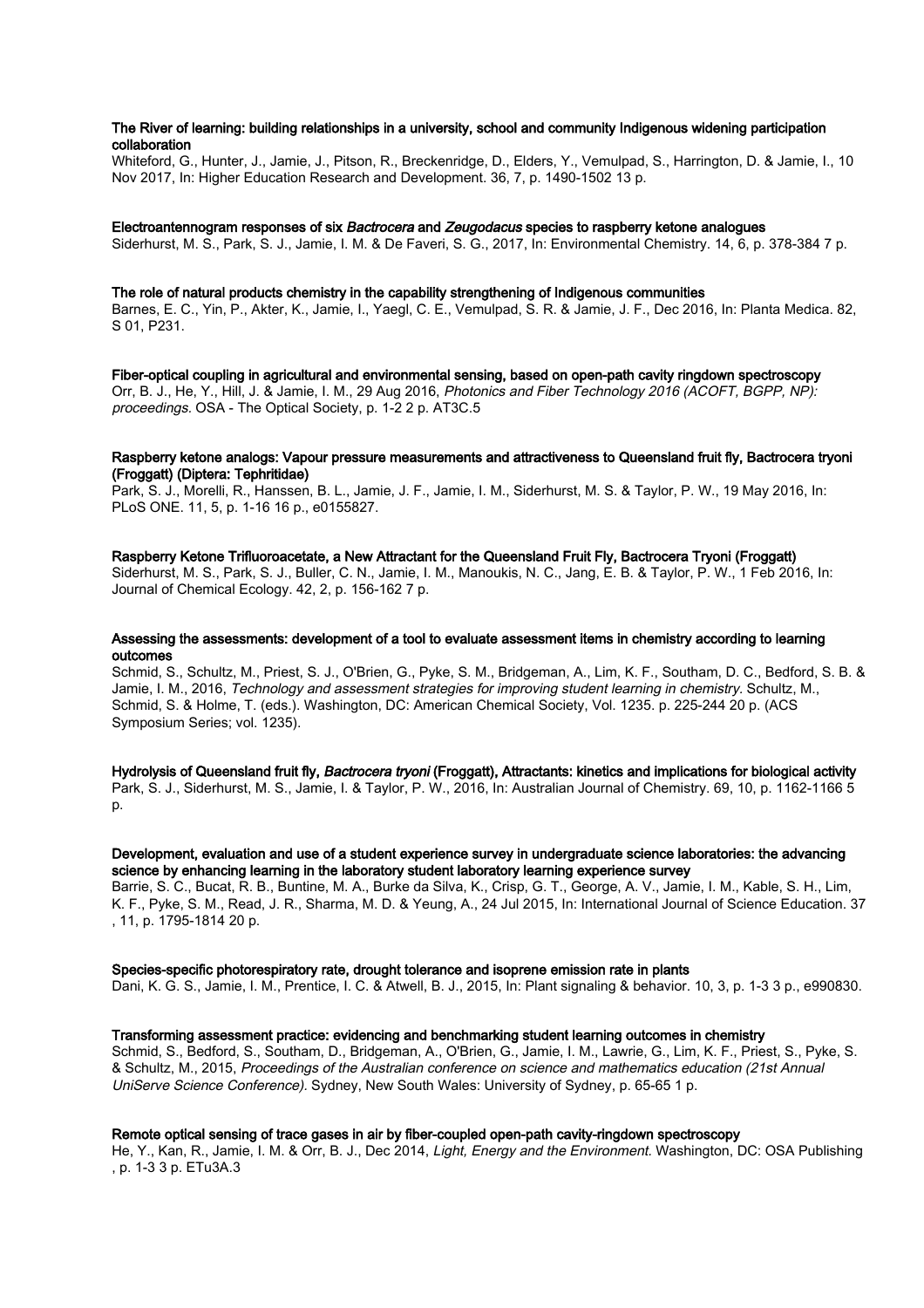**The River of learning: building relationships in a university, school and community Indigenous widening participation collaboration**

Whiteford, G., Hunter, J., Jamie, J., Pitson, R., Breckenridge, D., Elders, Y., Vemulpad, S., Harrington, D. & Jamie, I., 10 Nov 2017, In: Higher Education Research and Development. 36, 7, p. 1490-1502 13 p.

**Electroantennogram responses of six *Bactrocera* and *Zeugodacus* species to raspberry ketone analogues**

Siderhurst, M. S., Park, S. J., Jamie, I. M. & De Faveri, S. G., 2017, In: Environmental Chemistry. 14, 6, p. 378-384 7 p.

**The role of natural products chemistry in the capability strengthening of Indigenous communities**

Barnes, E. C., Yin, P., Akter, K., Jamie, I., Yaegl, C. E., Vemulpad, S. R. & Jamie, J. F., Dec 2016, In: Planta Medica. 82, S 01, P231.

**Fiber-optical coupling in agricultural and environmental sensing, based on open-path cavity ringdown spectroscopy**

Orr, B. J., He, Y., Hill, J. & Jamie, I. M., 29 Aug 2016, *Photonics and Fiber Technology 2016 (ACOFT, BGPP, NP): proceedings.* OSA - The Optical Society, p. 1-2 2 p. AT3C.5

**Raspberry ketone analogs: Vapour pressure measurements and attractiveness to Queensland fruit fly, Bactrocera tryoni (Froggatt) (Diptera: Tephritidae)**

Park, S. J., Morelli, R., Hanssen, B. L., Jamie, J. F., Jamie, I. M., Siderhurst, M. S. & Taylor, P. W., 19 May 2016, In: PLoS ONE. 11, 5, p. 1-16 16 p., e0155827.

**Raspberry Ketone Trifluoroacetate, a New Attractant for the Queensland Fruit Fly, Bactrocera Tryoni (Froggatt)**

Siderhurst, M. S., Park, S. J., Buller, C. N., Jamie, I. M., Manoukis, N. C., Jang, E. B. & Taylor, P. W., 1 Feb 2016, In: Journal of Chemical Ecology. 42, 2, p. 156-162 7 p.

**Assessing the assessments: development of a tool to evaluate assessment items in chemistry according to learning outcomes**

Schmid, S., Schultz, M., Priest, S. J., O'Brien, G., Pyke, S. M., Bridgeman, A., Lim, K. F., Southam, D. C., Bedford, S. B. & Jamie, I. M., 2016, *Technology and assessment strategies for improving student learning in chemistry.* Schultz, M., Schmid, S. & Holme, T. (eds.). Washington, DC: American Chemical Society, Vol. 1235. p. 225-244 20 p. (ACS Symposium Series; vol. 1235).

**Hydrolysis of Queensland fruit fly, *Bactrocera tryoni* (Froggatt), Attractants: kinetics and implications for biological activity**

Park, S. J., Siderhurst, M. S., Jamie, I. & Taylor, P. W., 2016, In: Australian Journal of Chemistry. 69, 10, p. 1162-1166 5 p.

**Development, evaluation and use of a student experience survey in undergraduate science laboratories: the advancing science by enhancing learning in the laboratory student laboratory learning experience survey**

Barrie, S. C., Bucat, R. B., Buntine, M. A., Burke da Silva, K., Crisp, G. T., George, A. V., Jamie, I. M., Kable, S. H., Lim, K. F., Pyke, S. M., Read, J. R., Sharma, M. D. & Yeung, A., 24 Jul 2015, In: International Journal of Science Education. 37, 11, p. 1795-1814 20 p.

**Species-specific photorespiratory rate, drought tolerance and isoprene emission rate in plants**

Dani, K. G. S., Jamie, I. M., Prentice, I. C. & Atwell, B. J., 2015, In: Plant signaling & behavior. 10, 3, p. 1-3 3 p., e990830.

**Transforming assessment practice: evidencing and benchmarking student learning outcomes in chemistry**

Schmid, S., Bedford, S., Southam, D., Bridgeman, A., O'Brien, G., Jamie, I. M., Lawrie, G., Lim, K. F., Priest, S., Pyke, S. & Schultz, M., 2015, *Proceedings of the Australian conference on science and mathematics education (21st Annual UniServe Science Conference).* Sydney, New South Wales: University of Sydney, p. 65-65 1 p.

**Remote optical sensing of trace gases in air by fiber-coupled open-path cavity-ringdown spectroscopy**

He, Y., Kan, R., Jamie, I. M. & Orr, B. J., Dec 2014, *Light, Energy and the Environment.* Washington, DC: OSA Publishing, p. 1-3 3 p. ETu3A.3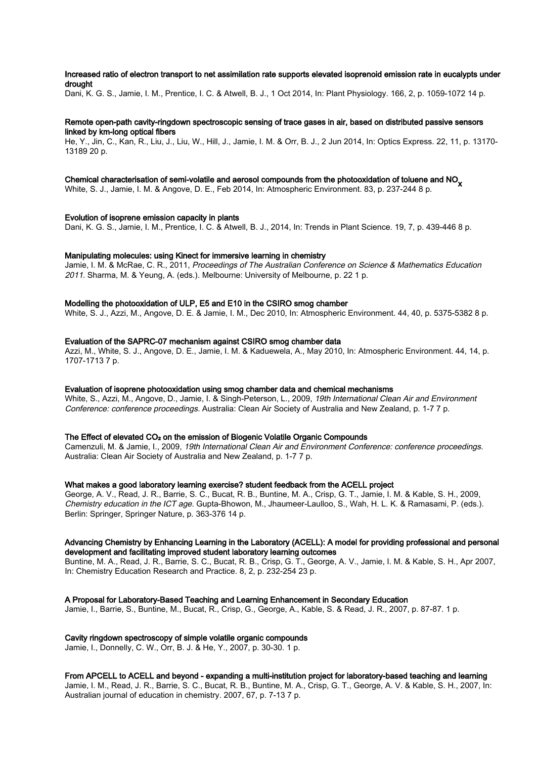**Increased ratio of electron transport to net assimilation rate supports elevated isoprenoid emission rate in eucalypts under drought**

Dani, K. G. S., Jamie, I. M., Prentice, I. C. & Atwell, B. J., 1 Oct 2014, In: Plant Physiology. 166, 2, p. 1059-1072 14 p.

**Remote open-path cavity-ringdown spectroscopic sensing of trace gases in air, based on distributed passive sensors linked by km-long optical fibers**

He, Y., Jin, C., Kan, R., Liu, J., Liu, W., Hill, J., Jamie, I. M. & Orr, B. J., 2 Jun 2014, In: Optics Express. 22, 11, p. 13170-13189 20 p.

**Chemical characterisation of semi-volatile and aerosol compounds from the photooxidation of toluene and $NO_x$**

White, S. J., Jamie, I. M. & Angove, D. E., Feb 2014, In: Atmospheric Environment. 83, p. 237-244 8 p.

**Evolution of isoprene emission capacity in plants**

Dani, K. G. S., Jamie, I. M., Prentice, I. C. & Atwell, B. J., 2014, In: Trends in Plant Science. 19, 7, p. 439-446 8 p.

**Manipulating molecules: using Kinect for immersive learning in chemistry**

Jamie, I. M. & McRae, C. R., 2011, *Proceedings of The Australian Conference on Science & Mathematics Education 2011.* Sharma, M. & Yeung, A. (eds.). Melbourne: University of Melbourne, p. 22 1 p.

**Modelling the photooxidation of ULP, E5 and E10 in the CSIRO smog chamber**

White, S. J., Azzi, M., Angove, D. E. & Jamie, I. M., Dec 2010, In: Atmospheric Environment. 44, 40, p. 5375-5382 8 p.

**Evaluation of the SAPRC-07 mechanism against CSIRO smog chamber data**

Azzi, M., White, S. J., Angove, D. E., Jamie, I. M. & Kaduewela, A., May 2010, In: Atmospheric Environment. 44, 14, p. 1707-1713 7 p.

**Evaluation of isoprene photooxidation using smog chamber data and chemical mechanisms**

White, S., Azzi, M., Angove, D., Jamie, I. & Singh-Peterson, L., 2009, *19th International Clean Air and Environment Conference: conference proceedings.* Australia: Clean Air Society of Australia and New Zealand, p. 1-7 7 p.

**The Effect of elevated $CO_2$ on the emission of Biogenic Volatile Organic Compounds**

Camenzuli, M. & Jamie, I., 2009, *19th International Clean Air and Environment Conference: conference proceedings.* Australia: Clean Air Society of Australia and New Zealand, p. 1-7 7 p.

**What makes a good laboratory learning exercise? student feedback from the ACELL project**

George, A. V., Read, J. R., Barrie, S. C., Bucat, R. B., Buntine, M. A., Crisp, G. T., Jamie, I. M. & Kable, S. H., 2009, *Chemistry education in the ICT age.* Gupta-Bhowon, M., Jhaumeer-Laulloo, S., Wah, H. L. K. & Ramasami, P. (eds.). Berlin: Springer, Springer Nature, p. 363-376 14 p.

**Advancing Chemistry by Enhancing Learning in the Laboratory (ACELL): A model for providing professional and personal development and facilitating improved student laboratory learning outcomes**

Buntine, M. A., Read, J. R., Barrie, S. C., Bucat, R. B., Crisp, G. T., George, A. V., Jamie, I. M. & Kable, S. H., Apr 2007, In: Chemistry Education Research and Practice. 8, 2, p. 232-254 23 p.

**A Proposal for Laboratory-Based Teaching and Learning Enhancement in Secondary Education**

Jamie, I., Barrie, S., Buntine, M., Bucat, R., Crisp, G., George, A., Kable, S. & Read, J. R., 2007, p. 87-87. 1 p.

**Cavity ringdown spectroscopy of simple volatile organic compounds**

Jamie, I., Donnelly, C. W., Orr, B. J. & He, Y., 2007, p. 30-30. 1 p.

**From APCELL to ACELL and beyond - expanding a multi-institution project for laboratory-based teaching and learning**

Jamie, I. M., Read, J. R., Barrie, S. C., Bucat, R. B., Buntine, M. A., Crisp, G. T., George, A. V. & Kable, S. H., 2007, In: Australian journal of education in chemistry. 2007, 67, p. 7-13 7 p.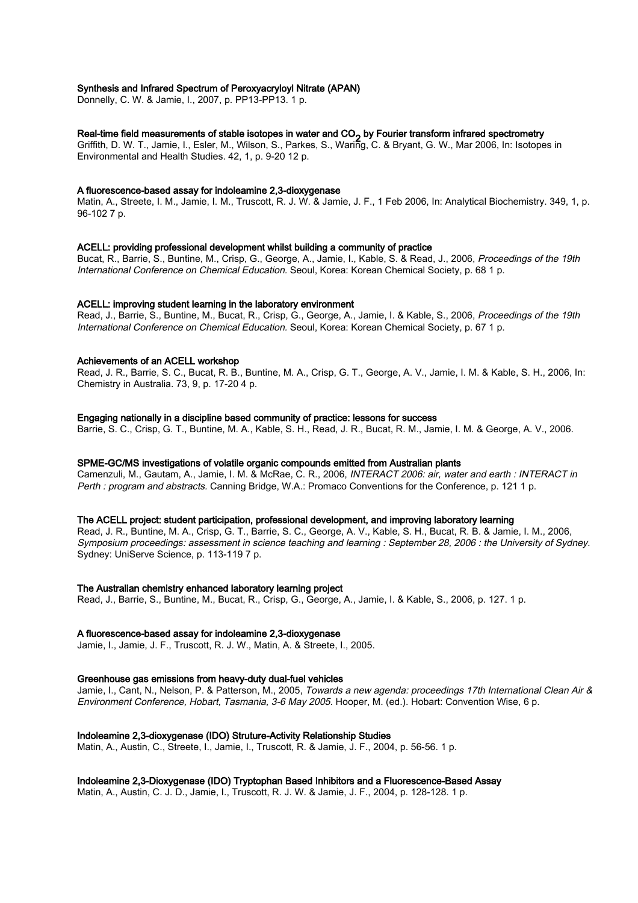**Synthesis and Infrared Spectrum of Peroxyacryloyl Nitrate (APAN)**
Donnelly, C. W. & Jamie, I., 2007, p. PP13-PP13. 1 p.

**Real-time field measurements of stable isotopes in water and $CO_2$ by Fourier transform infrared spectrometry**
Griffith, D. W. T., Jamie, I., Esler, M., Wilson, S., Parkes, S., Waring, C. & Bryant, G. W., Mar 2006, In: Isotopes in Environmental and Health Studies. 42, 1, p. 9-20 12 p.

**A fluorescence-based assay for indoleamine 2,3-dioxygenase**
Matin, A., Streete, I. M., Jamie, I. M., Truscott, R. J. W. & Jamie, J. F., 1 Feb 2006, In: Analytical Biochemistry. 349, 1, p. 96-102 7 p.

**ACELL: providing professional development whilst building a community of practice**
Bucat, R., Barrie, S., Buntine, M., Crisp, G., George, A., Jamie, I., Kable, S. & Read, J., 2006, *Proceedings of the 19th International Conference on Chemical Education.* Seoul, Korea: Korean Chemical Society, p. 68 1 p.

**ACELL: improving student learning in the laboratory environment**
Read, J., Barrie, S., Buntine, M., Bucat, R., Crisp, G., George, A., Jamie, I. & Kable, S., 2006, *Proceedings of the 19th International Conference on Chemical Education.* Seoul, Korea: Korean Chemical Society, p. 67 1 p.

**Achievements of an ACELL workshop**
Read, J. R., Barrie, S. C., Bucat, R. B., Buntine, M. A., Crisp, G. T., George, A. V., Jamie, I. M. & Kable, S. H., 2006, In: Chemistry in Australia. 73, 9, p. 17-20 4 p.

**Engaging nationally in a discipline based community of practice: lessons for success**
Barrie, S. C., Crisp, G. T., Buntine, M. A., Kable, S. H., Read, J. R., Bucat, R. M., Jamie, I. M. & George, A. V., 2006.

**SPME-GC/MS investigations of volatile organic compounds emitted from Australian plants**
Camenzuli, M., Gautam, A., Jamie, I. M. & McRae, C. R., 2006, *INTERACT 2006: air, water and earth : INTERACT in Perth : program and abstracts.* Canning Bridge, W.A.: Promaco Conventions for the Conference, p. 121 1 p.

**The ACELL project: student participation, professional development, and improving laboratory learning**
Read, J. R., Buntine, M. A., Crisp, G. T., Barrie, S. C., George, A. V., Kable, S. H., Bucat, R. B. & Jamie, I. M., 2006, *Symposium proceedings: assessment in science teaching and learning : September 28, 2006 : the University of Sydney.* Sydney: UniServe Science, p. 113-119 7 p.

**The Australian chemistry enhanced laboratory learning project**
Read, J., Barrie, S., Buntine, M., Bucat, R., Crisp, G., George, A., Jamie, I. & Kable, S., 2006, p. 127. 1 p.

**A fluorescence-based assay for indoleamine 2,3-dioxygenase**
Jamie, I., Jamie, J. F., Truscott, R. J. W., Matin, A. & Streete, I., 2005.

**Greenhouse gas emissions from heavy-duty dual-fuel vehicles**
Jamie, I., Cant, N., Nelson, P. & Patterson, M., 2005, *Towards a new agenda: proceedings 17th International Clean Air & Environment Conference, Hobart, Tasmania, 3-6 May 2005.* Hooper, M. (ed.). Hobart: Convention Wise, 6 p.

**Indoleamine 2,3-dioxygenase (IDO) Struture-Activity Relationship Studies**
Matin, A., Austin, C., Streete, I., Jamie, I., Truscott, R. & Jamie, J. F., 2004, p. 56-56. 1 p.

**Indoleamine 2,3-Dioxygenase (IDO) Tryptophan Based Inhibitors and a Fluorescence-Based Assay**
Matin, A., Austin, C. J. D., Jamie, I., Truscott, R. J. W. & Jamie, J. F., 2004, p. 128-128. 1 p.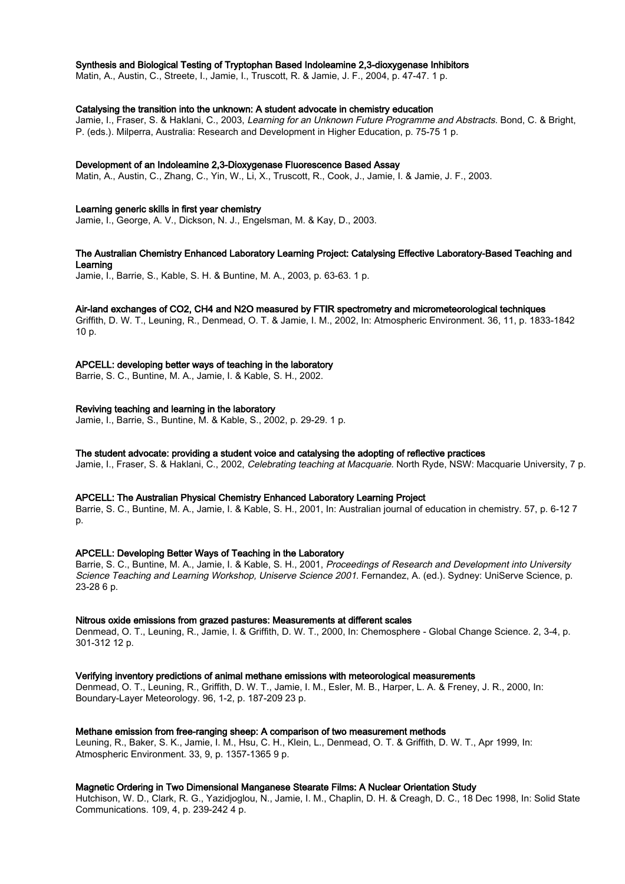**Synthesis and Biological Testing of Tryptophan Based Indoleamine 2,3-dioxygenase Inhibitors**
Matin, A., Austin, C., Streete, I., Jamie, I., Truscott, R. & Jamie, J. F., 2004, p. 47-47. 1 p.

**Catalysing the transition into the unknown: A student advocate in chemistry education**
Jamie, I., Fraser, S. & Haklani, C., 2003, *Learning for an Unknown Future Programme and Abstracts.* Bond, C. & Bright, P. (eds.). Milperra, Australia: Research and Development in Higher Education, p. 75-75 1 p.

**Development of an Indoleamine 2,3-Dioxygenase Fluorescence Based Assay**
Matin, A., Austin, C., Zhang, C., Yin, W., Li, X., Truscott, R., Cook, J., Jamie, I. & Jamie, J. F., 2003.

**Learning generic skills in first year chemistry**
Jamie, I., George, A. V., Dickson, N. J., Engelsman, M. & Kay, D., 2003.

**The Australian Chemistry Enhanced Laboratory Learning Project: Catalysing Effective Laboratory-Based Teaching and Learning**
Jamie, I., Barrie, S., Kable, S. H. & Buntine, M. A., 2003, p. 63-63. 1 p.

**Air-land exchanges of CO2, CH4 and N2O measured by FTIR spectrometry and micrometeorological techniques**
Griffith, D. W. T., Leuning, R., Denmead, O. T. & Jamie, I. M., 2002, In: Atmospheric Environment. 36, 11, p. 1833-1842 10 p.

**APCELL: developing better ways of teaching in the laboratory**
Barrie, S. C., Buntine, M. A., Jamie, I. & Kable, S. H., 2002.

**Reviving teaching and learning in the laboratory**
Jamie, I., Barrie, S., Buntine, M. & Kable, S., 2002, p. 29-29. 1 p.

**The student advocate: providing a student voice and catalysing the adopting of reflective practices**
Jamie, I., Fraser, S. & Haklani, C., 2002, *Celebrating teaching at Macquarie.* North Ryde, NSW: Macquarie University, 7 p.

**APCELL: The Australian Physical Chemistry Enhanced Laboratory Learning Project**
Barrie, S. C., Buntine, M. A., Jamie, I. & Kable, S. H., 2001, In: Australian journal of education in chemistry. 57, p. 6-12 7 p.

**APCELL: Developing Better Ways of Teaching in the Laboratory**
Barrie, S. C., Buntine, M. A., Jamie, I. & Kable, S. H., 2001, *Proceedings of Research and Development into University Science Teaching and Learning Workshop, Uniserve Science 2001.* Fernandez, A. (ed.). Sydney: UniServe Science, p. 23-28 6 p.

**Nitrous oxide emissions from grazed pastures: Measurements at different scales**
Denmead, O. T., Leuning, R., Jamie, I. & Griffith, D. W. T., 2000, In: Chemosphere - Global Change Science. 2, 3-4, p. 301-312 12 p.

**Verifying inventory predictions of animal methane emissions with meteorological measurements**
Denmead, O. T., Leuning, R., Griffith, D. W. T., Jamie, I. M., Esler, M. B., Harper, L. A. & Freney, J. R., 2000, In: Boundary-Layer Meteorology. 96, 1-2, p. 187-209 23 p.

**Methane emission from free-ranging sheep: A comparison of two measurement methods**
Leuning, R., Baker, S. K., Jamie, I. M., Hsu, C. H., Klein, L., Denmead, O. T. & Griffith, D. W. T., Apr 1999, In: Atmospheric Environment. 33, 9, p. 1357-1365 9 p.

**Magnetic Ordering in Two Dimensional Manganese Stearate Films: A Nuclear Orientation Study**
Hutchison, W. D., Clark, R. G., Yazidjoglou, N., Jamie, I. M., Chaplin, D. H. & Creagh, D. C., 18 Dec 1998, In: Solid State Communications. 109, 4, p. 239-242 4 p.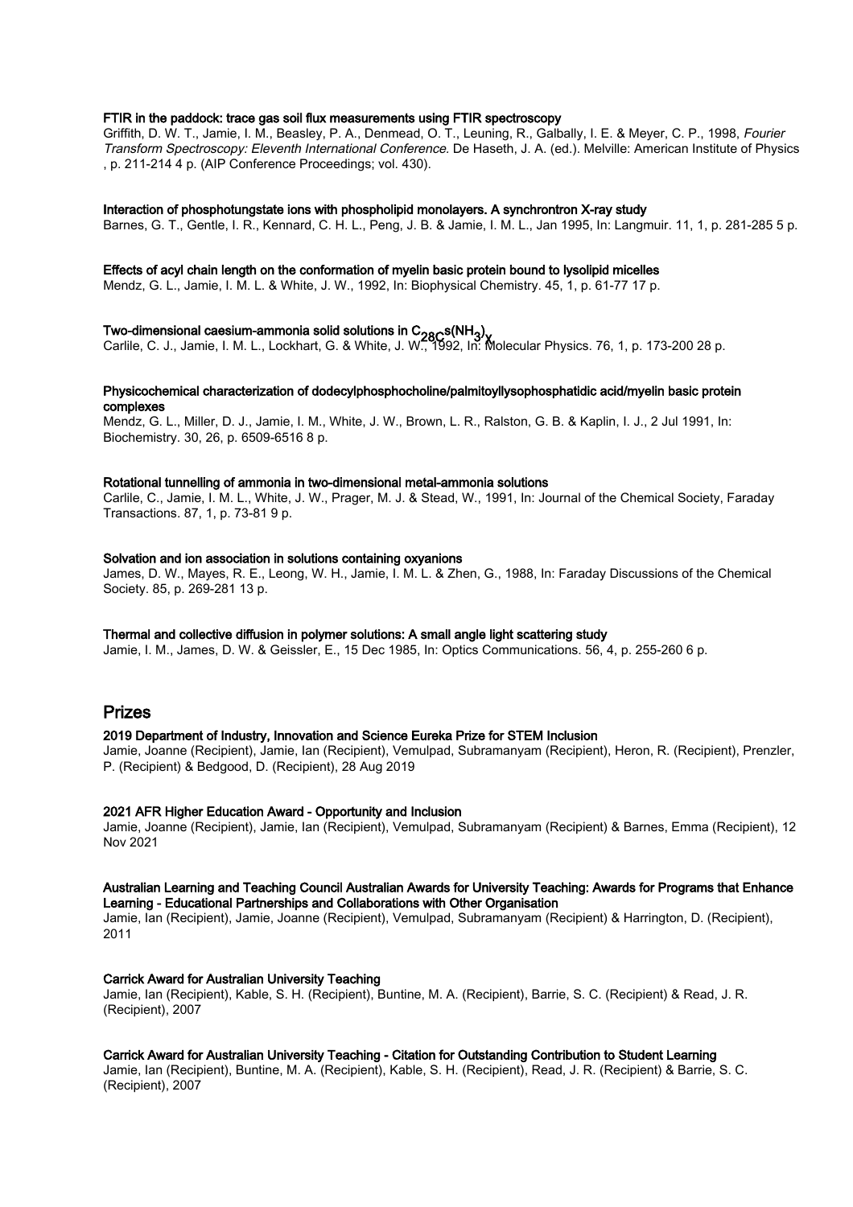**FTIR in the paddock: trace gas soil flux measurements using FTIR spectroscopy**
Griffith, D. W. T., Jamie, I. M., Beasley, P. A., Denmead, O. T., Leuning, R., Galbally, I. E. & Meyer, C. P., 1998, *Fourier Transform Spectroscopy: Eleventh International Conference.* De Haseth, J. A. (ed.). Melville: American Institute of Physics , p. 211-214 4 p. (AIP Conference Proceedings; vol. 430).

**Interaction of phosphotungstate ions with phospholipid monolayers. A synchrontron X-ray study**
Barnes, G. T., Gentle, I. R., Kennard, C. H. L., Peng, J. B. & Jamie, I. M. L., Jan 1995, In: Langmuir. 11, 1, p. 281-285 5 p.

**Effects of acyl chain length on the conformation of myelin basic protein bound to lysolipid micelles**
Mendz, G. L., Jamie, I. M. L. & White, J. W., 1992, In: Biophysical Chemistry. 45, 1, p. 61-77 17 p.

**Two-dimensional caesium-ammonia solid solutions in $C_{28}Cs(NH_3)_x$**
Carlile, C. J., Jamie, I. M. L., Lockhart, G. & White, J. W., 1992, In: Molecular Physics. 76, 1, p. 173-200 28 p.

**Physicochemical characterization of dodecylphosphocholine/palmitoyllysophosphatidic acid/myelin basic protein complexes**
Mendz, G. L., Miller, D. J., Jamie, I. M., White, J. W., Brown, L. R., Ralston, G. B. & Kaplin, I. J., 2 Jul 1991, In: Biochemistry. 30, 26, p. 6509-6516 8 p.

**Rotational tunnelling of ammonia in two-dimensional metal-ammonia solutions**
Carlile, C., Jamie, I. M. L., White, J. W., Prager, M. J. & Stead, W., 1991, In: Journal of the Chemical Society, Faraday Transactions. 87, 1, p. 73-81 9 p.

**Solvation and ion association in solutions containing oxyanions**
James, D. W., Mayes, R. E., Leong, W. H., Jamie, I. M. L. & Zhen, G., 1988, In: Faraday Discussions of the Chemical Society. 85, p. 269-281 13 p.

**Thermal and collective diffusion in polymer solutions: A small angle light scattering study**
Jamie, I. M., James, D. W. & Geissler, E., 15 Dec 1985, In: Optics Communications. 56, 4, p. 255-260 6 p.

## Prizes

**2019 Department of Industry, Innovation and Science Eureka Prize for STEM Inclusion**
Jamie, Joanne (Recipient), Jamie, Ian (Recipient), Vemulpad, Subramanyam (Recipient), Heron, R. (Recipient), Prenzler, P. (Recipient) & Bedgood, D. (Recipient), 28 Aug 2019

**2021 AFR Higher Education Award - Opportunity and Inclusion**
Jamie, Joanne (Recipient), Jamie, Ian (Recipient), Vemulpad, Subramanyam (Recipient) & Barnes, Emma (Recipient), 12 Nov 2021

**Australian Learning and Teaching Council Australian Awards for University Teaching: Awards for Programs that Enhance Learning - Educational Partnerships and Collaborations with Other Organisation**
Jamie, Ian (Recipient), Jamie, Joanne (Recipient), Vemulpad, Subramanyam (Recipient) & Harrington, D. (Recipient), 2011

**Carrick Award for Australian University Teaching**
Jamie, Ian (Recipient), Kable, S. H. (Recipient), Buntine, M. A. (Recipient), Barrie, S. C. (Recipient) & Read, J. R. (Recipient), 2007

**Carrick Award for Australian University Teaching - Citation for Outstanding Contribution to Student Learning**
Jamie, Ian (Recipient), Buntine, M. A. (Recipient), Kable, S. H. (Recipient), Read, J. R. (Recipient) & Barrie, S. C. (Recipient), 2007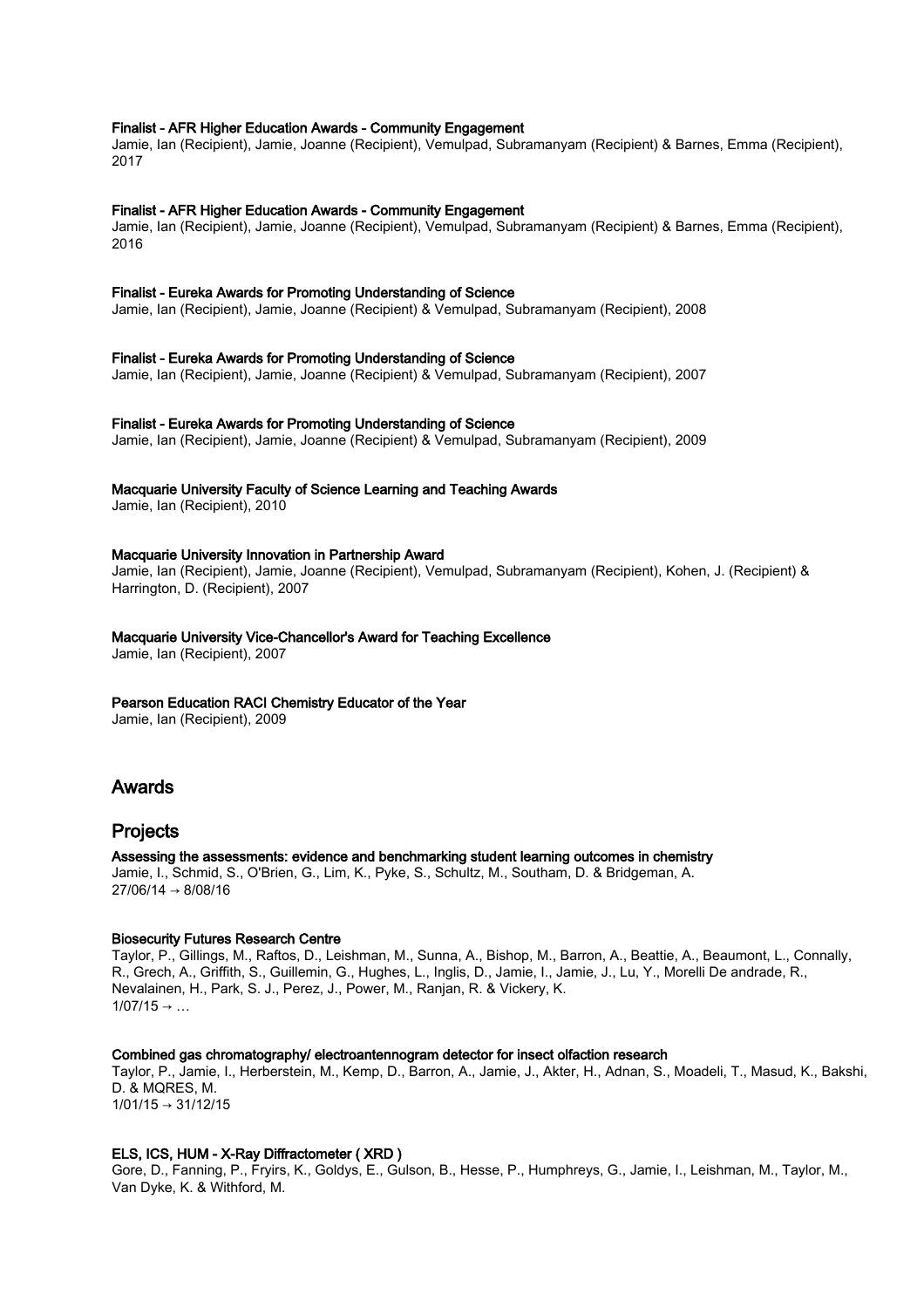**Finalist - AFR Higher Education Awards - Community Engagement**
Jamie, Ian (Recipient), Jamie, Joanne (Recipient), Vemulpad, Subramanyam (Recipient) & Barnes, Emma (Recipient), 2017

**Finalist - AFR Higher Education Awards - Community Engagement**
Jamie, Ian (Recipient), Jamie, Joanne (Recipient), Vemulpad, Subramanyam (Recipient) & Barnes, Emma (Recipient), 2016

**Finalist - Eureka Awards for Promoting Understanding of Science**
Jamie, Ian (Recipient), Jamie, Joanne (Recipient) & Vemulpad, Subramanyam (Recipient), 2008

**Finalist - Eureka Awards for Promoting Understanding of Science**
Jamie, Ian (Recipient), Jamie, Joanne (Recipient) & Vemulpad, Subramanyam (Recipient), 2007

**Finalist - Eureka Awards for Promoting Understanding of Science**
Jamie, Ian (Recipient), Jamie, Joanne (Recipient) & Vemulpad, Subramanyam (Recipient), 2009

**Macquarie University Faculty of Science Learning and Teaching Awards**
Jamie, Ian (Recipient), 2010

**Macquarie University Innovation in Partnership Award**
Jamie, Ian (Recipient), Jamie, Joanne (Recipient), Vemulpad, Subramanyam (Recipient), Kohen, J. (Recipient) & Harrington, D. (Recipient), 2007

**Macquarie University Vice-Chancellor's Award for Teaching Excellence**
Jamie, Ian (Recipient), 2007

**Pearson Education RACI Chemistry Educator of the Year**
Jamie, Ian (Recipient), 2009

## Awards

## Projects

**Assessing the assessments: evidence and benchmarking student learning outcomes in chemistry**
Jamie, I., Schmid, S., O'Brien, G., Lim, K., Pyke, S., Schultz, M., Southam, D. & Bridgeman, A.
27/06/14 → 8/08/16

**Biosecurity Futures Research Centre**
Taylor, P., Gillings, M., Raftos, D., Leishman, M., Sunna, A., Bishop, M., Barron, A., Beattie, A., Beaumont, L., Connally, R., Grech, A., Griffith, S., Guillemin, G., Hughes, L., Inglis, D., Jamie, I., Jamie, J., Lu, Y., Morelli De andrade, R., Nevalainen, H., Park, S. J., Perez, J., Power, M., Ranjan, R. & Vickery, K.
1/07/15 → …

**Combined gas chromatography/ electroantennogram detector for insect olfaction research**
Taylor, P., Jamie, I., Herberstein, M., Kemp, D., Barron, A., Jamie, J., Akter, H., Adnan, S., Moadeli, T., Masud, K., Bakshi, D. & MQRES, M.
1/01/15 → 31/12/15

**ELS, ICS, HUM - X-Ray Diffractometer ( XRD )**
Gore, D., Fanning, P., Fryirs, K., Goldys, E., Gulson, B., Hesse, P., Humphreys, G., Jamie, I., Leishman, M., Taylor, M., Van Dyke, K. & Withford, M.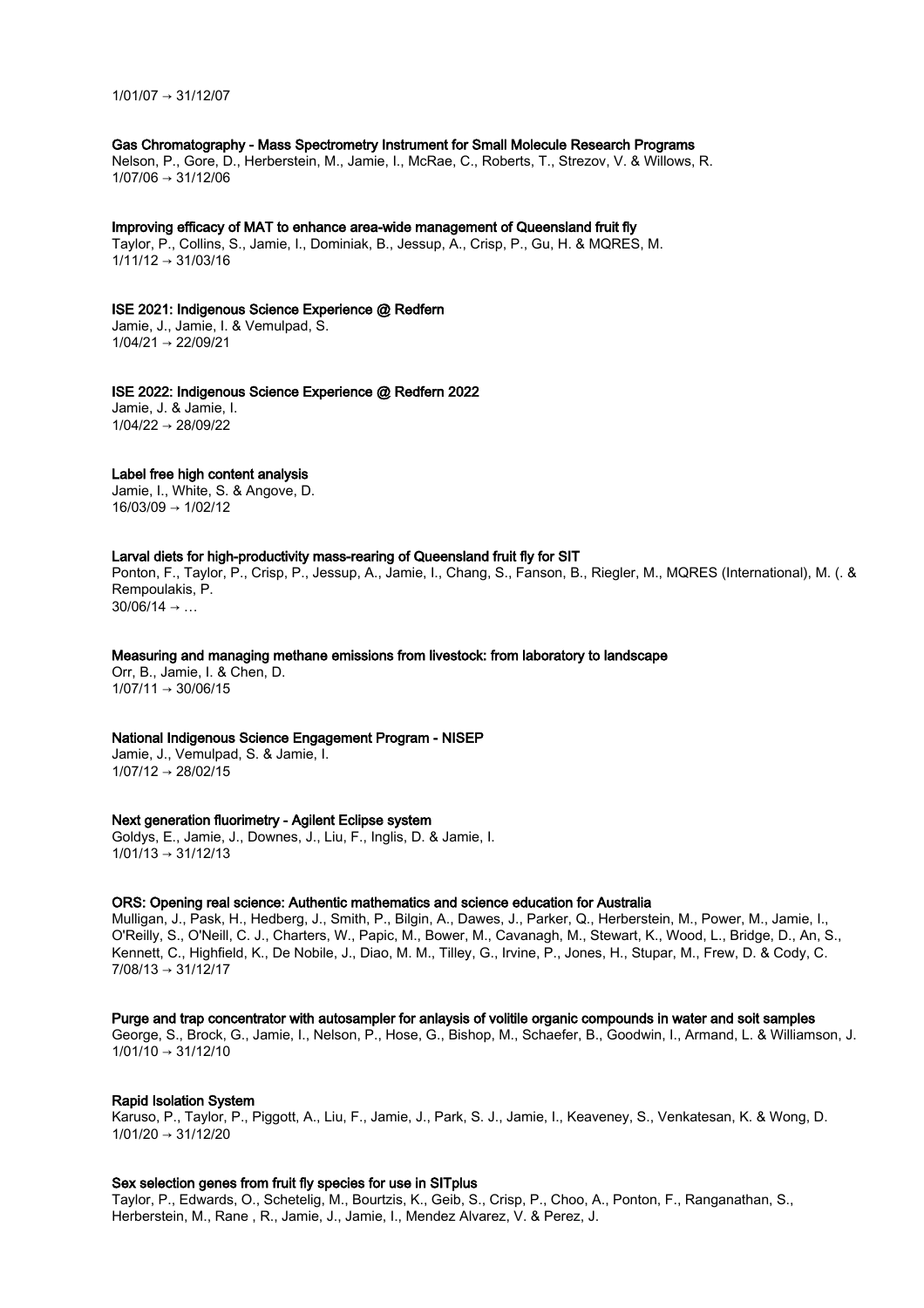1/01/07 → 31/12/07

**Gas Chromatography - Mass Spectrometry Instrument for Small Molecule Research Programs**
Nelson, P., Gore, D., Herberstein, M., Jamie, I., McRae, C., Roberts, T., Strezov, V. & Willows, R.
1/07/06 → 31/12/06

**Improving efficacy of MAT to enhance area-wide management of Queensland fruit fly**
Taylor, P., Collins, S., Jamie, I., Dominiak, B., Jessup, A., Crisp, P., Gu, H. & MQRES, M.
1/11/12 → 31/03/16

**ISE 2021: Indigenous Science Experience @ Redfern**
Jamie, J., Jamie, I. & Vemulpad, S.
1/04/21 → 22/09/21

**ISE 2022: Indigenous Science Experience @ Redfern 2022**
Jamie, J. & Jamie, I.
1/04/22 → 28/09/22

**Label free high content analysis**
Jamie, I., White, S. & Angove, D.
16/03/09 → 1/02/12

**Larval diets for high-productivity mass-rearing of Queensland fruit fly for SIT**
Ponton, F., Taylor, P., Crisp, P., Jessup, A., Jamie, I., Chang, S., Fanson, B., Riegler, M., MQRES (International), M. (. & Rempoulakis, P.
30/06/14 → …

**Measuring and managing methane emissions from livestock: from laboratory to landscape**
Orr, B., Jamie, I. & Chen, D.
1/07/11 → 30/06/15

**National Indigenous Science Engagement Program - NISEP**
Jamie, J., Vemulpad, S. & Jamie, I.
1/07/12 → 28/02/15

**Next generation fluorimetry - Agilent Eclipse system**
Goldys, E., Jamie, J., Downes, J., Liu, F., Inglis, D. & Jamie, I.
1/01/13 → 31/12/13

**ORS: Opening real science: Authentic mathematics and science education for Australia**
Mulligan, J., Pask, H., Hedberg, J., Smith, P., Bilgin, A., Dawes, J., Parker, Q., Herberstein, M., Power, M., Jamie, I., O'Reilly, S., O'Neill, C. J., Charters, W., Papic, M., Bower, M., Cavanagh, M., Stewart, K., Wood, L., Bridge, D., An, S., Kennett, C., Highfield, K., De Nobile, J., Diao, M. M., Tilley, G., Irvine, P., Jones, H., Stupar, M., Frew, D. & Cody, C.
7/08/13 → 31/12/17

**Purge and trap concentrator with autosampler for anlaysis of volitile organic compounds in water and soit samples**
George, S., Brock, G., Jamie, I., Nelson, P., Hose, G., Bishop, M., Schaefer, B., Goodwin, I., Armand, L. & Williamson, J.
1/01/10 → 31/12/10

**Rapid Isolation System**
Karuso, P., Taylor, P., Piggott, A., Liu, F., Jamie, J., Park, S. J., Jamie, I., Keaveney, S., Venkatesan, K. & Wong, D.
1/01/20 → 31/12/20

**Sex selection genes from fruit fly species for use in SITplus**
Taylor, P., Edwards, O., Schetelig, M., Bourtzis, K., Geib, S., Crisp, P., Choo, A., Ponton, F., Ranganathan, S., Herberstein, M., Rane , R., Jamie, J., Jamie, I., Mendez Alvarez, V. & Perez, J.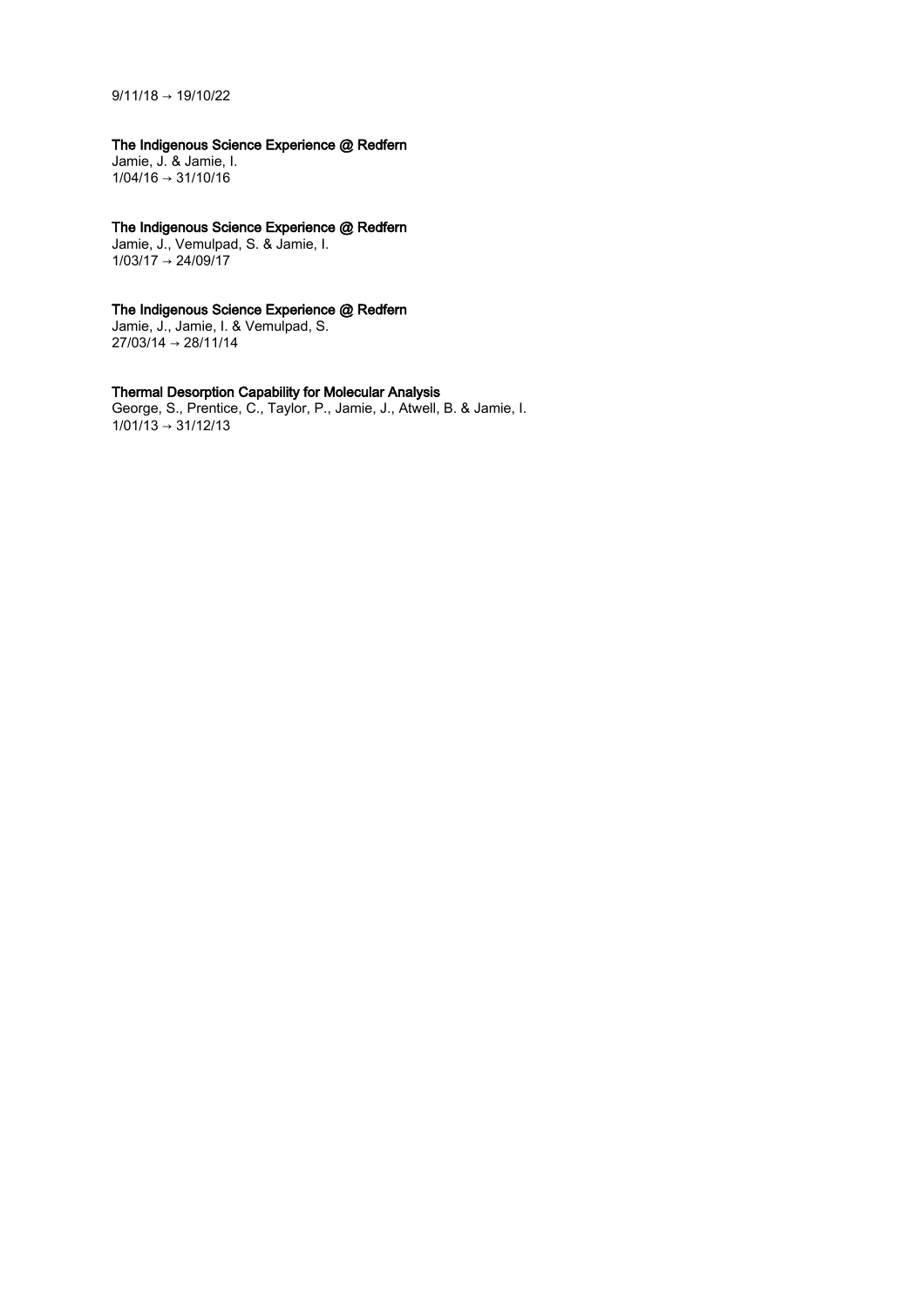9/11/18 → 19/10/22

**The Indigenous Science Experience @ Redfern**
Jamie, J. & Jamie, I.
1/04/16 → 31/10/16

**The Indigenous Science Experience @ Redfern**
Jamie, J., Vemulpad, S. & Jamie, I.
1/03/17 → 24/09/17

**The Indigenous Science Experience @ Redfern**
Jamie, J., Jamie, I. & Vemulpad, S.
27/03/14 → 28/11/14

**Thermal Desorption Capability for Molecular Analysis**
George, S., Prentice, C., Taylor, P., Jamie, J., Atwell, B. & Jamie, I.
1/01/13 → 31/12/13